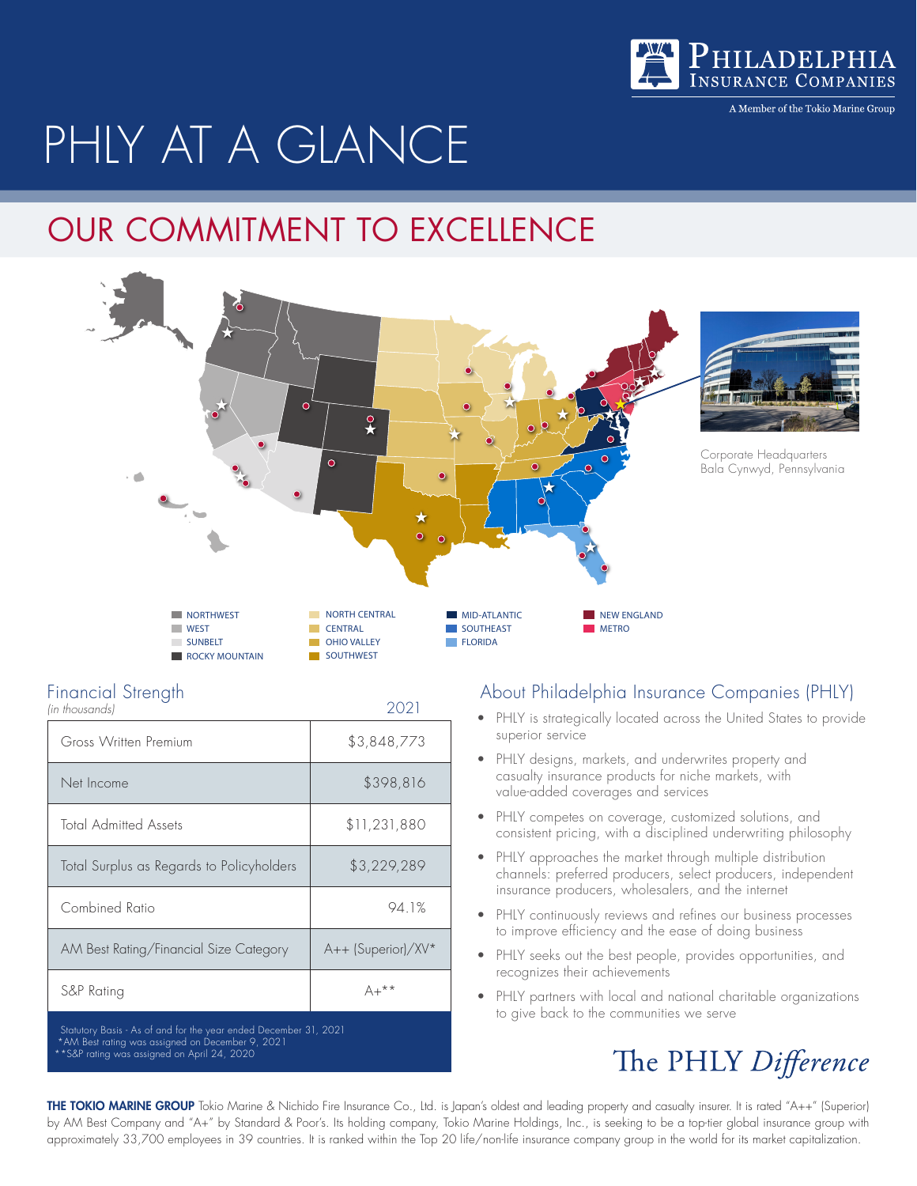Philadelphia Insurance Companies

A Member of the Tokio Marine Group

# PHLY AT A GLANCE

## OUR COMMITMENT TO EXCELLENCE

NORTHWEST
WEST
SUNBELT
ROCKY MOUNTAIN
NORTH CENTRAL
CENTRAL
OHIO VALLEY
SOUTHWEST
MID-ATLANTIC
SOUTHEAST
FLORIDA
NEW ENGLAND
METRO

Corporate Headquarters
Bala Cynwyd, Pennsylvania

### Financial Strength

*(in thousands)*

| | 2021 |
|---|---|
| Gross Written Premium | $3,848,773 |
| Net Income | $398,816 |
| Total Admitted Assets | $11,231,880 |
| Total Surplus as Regards to Policyholders | $3,229,289 |
| Combined Ratio | 94.1% |
| AM Best Rating/Financial Size Category | A++ (Superior)/XV* |
| S&P Rating | A+** |

Statutory Basis - As of and for the year ended December 31, 2021
*AM Best rating was assigned on December 9, 2021
**S&P rating was assigned on April 24, 2020

### About Philadelphia Insurance Companies (PHLY)

- PHLY is strategically located across the United States to provide superior service
- PHLY designs, markets, and underwrites property and casualty insurance products for niche markets, with value-added coverages and services
- PHLY competes on coverage, customized solutions, and consistent pricing, with a disciplined underwriting philosophy
- PHLY approaches the market through multiple distribution channels: preferred producers, select producers, independent insurance producers, wholesalers, and the internet
- PHLY continuously reviews and refines our business processes to improve efficiency and the ease of doing business
- PHLY seeks out the best people, provides opportunities, and recognizes their achievements
- PHLY partners with local and national charitable organizations to give back to the communities we serve

The PHLY *Difference*

**THE TOKIO MARINE GROUP** Tokio Marine & Nichido Fire Insurance Co., Ltd. is Japan's oldest and leading property and casualty insurer. It is rated "A++" (Superior) by AM Best Company and "A+" by Standard & Poor's. Its holding company, Tokio Marine Holdings, Inc., is seeking to be a top-tier global insurance group with approximately 33,700 employees in 39 countries. It is ranked within the Top 20 life/non-life insurance company group in the world for its market capitalization.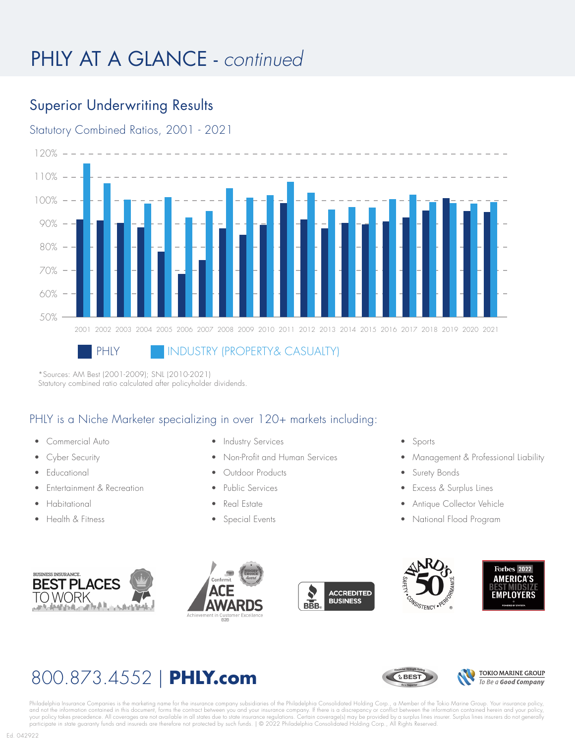# PHLY AT A GLANCE - *continued*

## Superior Underwriting Results

### Statutory Combined Ratios, 2001 - 2021

120%
110%
100%
90%
80%
70%
60%
50%

2001 2002 2003 2004 2005 2006 2007 2008 2009 2010 2011 2012 2013 2014 2015 2016 2017 2018 2019 2020 2021

PHLY
INDUSTRY (PROPERTY& CASUALTY)

*Sources: AM Best (2001-2009); SNL (2010-2021)
Statutory combined ratio calculated after policyholder dividends.

### PHLY is a Niche Marketer specializing in over 120+ markets including:

- Commercial Auto
- Cyber Security
- Educational
- Entertainment & Recreation
- Habitational
- Health & Fitness
- Industry Services
- Non-Profit and Human Services
- Outdoor Products
- Public Services
- Real Estate
- Special Events
- Sports
- Management & Professional Liability
- Surety Bonds
- Excess & Surplus Lines
- Antique Collector Vehicle
- National Flood Program

BUSINESS INSURANCE. BEST PLACES TO WORK

Confirmit ACE AWARDS Achievement in Customer Excellence B2B — Judges' Choice Award

BBB ACCREDITED BUSINESS

WARD'S 50 SAFETY • CONSISTENCY • PERFORMANCE

Forbes 2022 AMERICA'S BEST MIDSIZE EMPLOYERS POWERED BY STATISTA

800.873.4552 | **PHLY.com**

A.M. BEST

TOKIO MARINE GROUP *To Be a Good Company*

Philadelphia Insurance Companies is the marketing name for the insurance company subsidiaries of the Philadelphia Consolidated Holding Corp., a Member of the Tokio Marine Group. Your insurance policy, and not the information contained in this document, forms the contract between you and your insurance company. If there is a discrepancy or conflict between the information contained herein and your policy, your policy takes precedence. All coverages are not available in all states due to state insurance regulations. Certain coverage(s) may be provided by a surplus lines insurer. Surplus lines insurers do not generally participate in state guaranty funds and insureds are therefore not protected by such funds. | © 2022 Philadelphia Consolidated Holding Corp., All Rights Reserved.

Ed. 042922